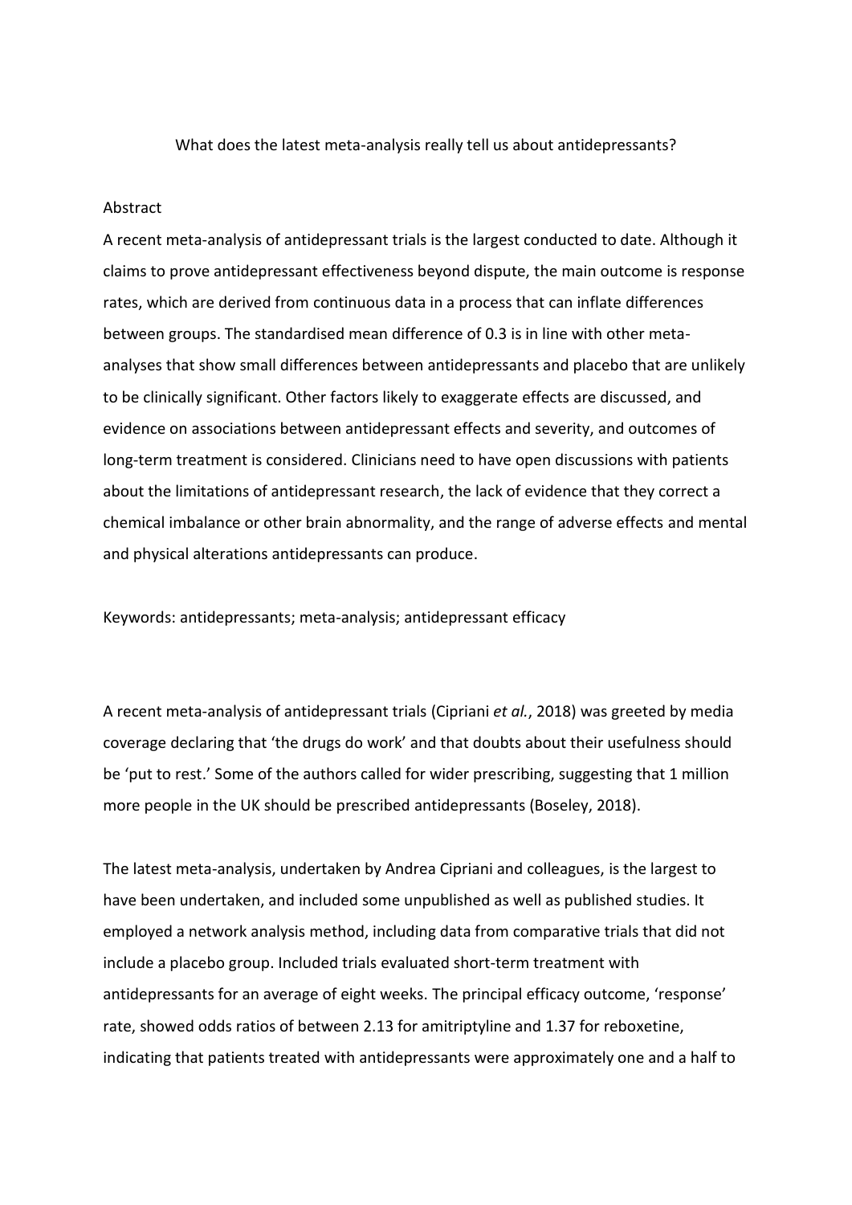# What does the latest meta-analysis really tell us about antidepressants?

## Abstract

A recent meta-analysis of antidepressant trials is the largest conducted to date. Although it claims to prove antidepressant effectiveness beyond dispute, the main outcome is response rates, which are derived from continuous data in a process that can inflate differences between groups. The standardised mean difference of 0.3 is in line with other meta-analyses that show small differences between antidepressants and placebo that are unlikely to be clinically significant. Other factors likely to exaggerate effects are discussed, and evidence on associations between antidepressant effects and severity, and outcomes of long-term treatment is considered. Clinicians need to have open discussions with patients about the limitations of antidepressant research, the lack of evidence that they correct a chemical imbalance or other brain abnormality, and the range of adverse effects and mental and physical alterations antidepressants can produce.

Keywords: antidepressants; meta-analysis; antidepressant efficacy

A recent meta-analysis of antidepressant trials (Cipriani *et al.*, 2018) was greeted by media coverage declaring that 'the drugs do work' and that doubts about their usefulness should be 'put to rest.' Some of the authors called for wider prescribing, suggesting that 1 million more people in the UK should be prescribed antidepressants (Boseley, 2018).

The latest meta-analysis, undertaken by Andrea Cipriani and colleagues, is the largest to have been undertaken, and included some unpublished as well as published studies. It employed a network analysis method, including data from comparative trials that did not include a placebo group. Included trials evaluated short-term treatment with antidepressants for an average of eight weeks. The principal efficacy outcome, 'response' rate, showed odds ratios of between 2.13 for amitriptyline and 1.37 for reboxetine, indicating that patients treated with antidepressants were approximately one and a half to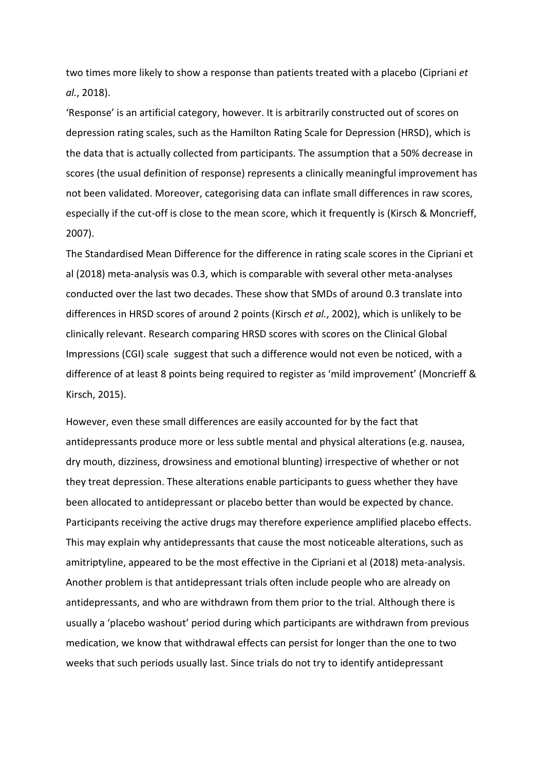two times more likely to show a response than patients treated with a placebo (Cipriani *et al.*, 2018).

'Response' is an artificial category, however. It is arbitrarily constructed out of scores on depression rating scales, such as the Hamilton Rating Scale for Depression (HRSD), which is the data that is actually collected from participants. The assumption that a 50% decrease in scores (the usual definition of response) represents a clinically meaningful improvement has not been validated. Moreover, categorising data can inflate small differences in raw scores, especially if the cut-off is close to the mean score, which it frequently is (Kirsch & Moncrieff, 2007).

The Standardised Mean Difference for the difference in rating scale scores in the Cipriani et al (2018) meta-analysis was 0.3, which is comparable with several other meta-analyses conducted over the last two decades. These show that SMDs of around 0.3 translate into differences in HRSD scores of around 2 points (Kirsch *et al.*, 2002), which is unlikely to be clinically relevant. Research comparing HRSD scores with scores on the Clinical Global Impressions (CGI) scale suggest that such a difference would not even be noticed, with a difference of at least 8 points being required to register as 'mild improvement' (Moncrieff & Kirsch, 2015).

However, even these small differences are easily accounted for by the fact that antidepressants produce more or less subtle mental and physical alterations (e.g. nausea, dry mouth, dizziness, drowsiness and emotional blunting) irrespective of whether or not they treat depression. These alterations enable participants to guess whether they have been allocated to antidepressant or placebo better than would be expected by chance. Participants receiving the active drugs may therefore experience amplified placebo effects. This may explain why antidepressants that cause the most noticeable alterations, such as amitriptyline, appeared to be the most effective in the Cipriani et al (2018) meta-analysis.

Another problem is that antidepressant trials often include people who are already on antidepressants, and who are withdrawn from them prior to the trial. Although there is usually a 'placebo washout' period during which participants are withdrawn from previous medication, we know that withdrawal effects can persist for longer than the one to two weeks that such periods usually last. Since trials do not try to identify antidepressant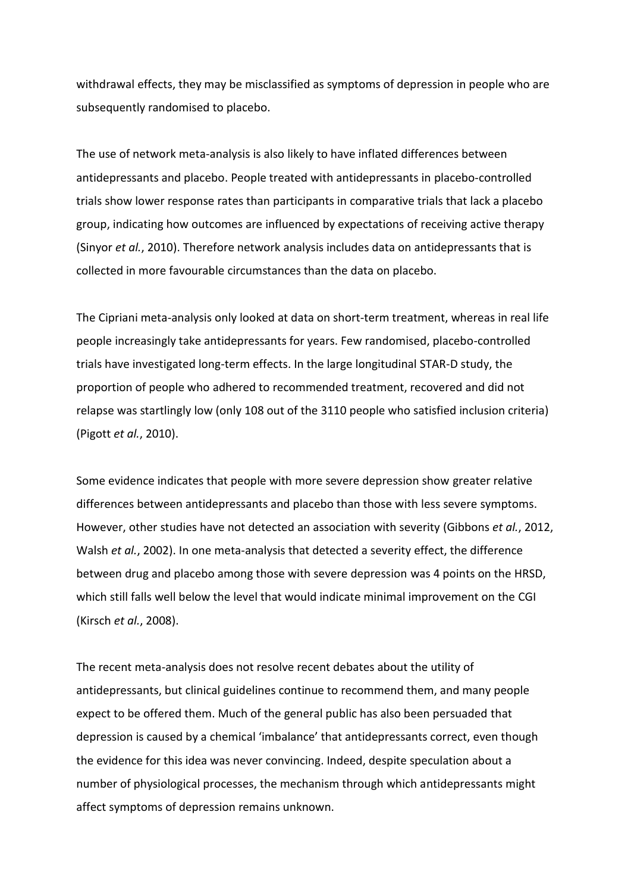withdrawal effects, they may be misclassified as symptoms of depression in people who are subsequently randomised to placebo.

The use of network meta-analysis is also likely to have inflated differences between antidepressants and placebo. People treated with antidepressants in placebo-controlled trials show lower response rates than participants in comparative trials that lack a placebo group, indicating how outcomes are influenced by expectations of receiving active therapy (Sinyor *et al.*, 2010). Therefore network analysis includes data on antidepressants that is collected in more favourable circumstances than the data on placebo.

The Cipriani meta-analysis only looked at data on short-term treatment, whereas in real life people increasingly take antidepressants for years. Few randomised, placebo-controlled trials have investigated long-term effects. In the large longitudinal STAR-D study, the proportion of people who adhered to recommended treatment, recovered and did not relapse was startlingly low (only 108 out of the 3110 people who satisfied inclusion criteria) (Pigott *et al.*, 2010).

Some evidence indicates that people with more severe depression show greater relative differences between antidepressants and placebo than those with less severe symptoms. However, other studies have not detected an association with severity (Gibbons *et al.*, 2012, Walsh *et al.*, 2002). In one meta-analysis that detected a severity effect, the difference between drug and placebo among those with severe depression was 4 points on the HRSD, which still falls well below the level that would indicate minimal improvement on the CGI (Kirsch *et al.*, 2008).

The recent meta-analysis does not resolve recent debates about the utility of antidepressants, but clinical guidelines continue to recommend them, and many people expect to be offered them. Much of the general public has also been persuaded that depression is caused by a chemical 'imbalance' that antidepressants correct, even though the evidence for this idea was never convincing. Indeed, despite speculation about a number of physiological processes, the mechanism through which antidepressants might affect symptoms of depression remains unknown.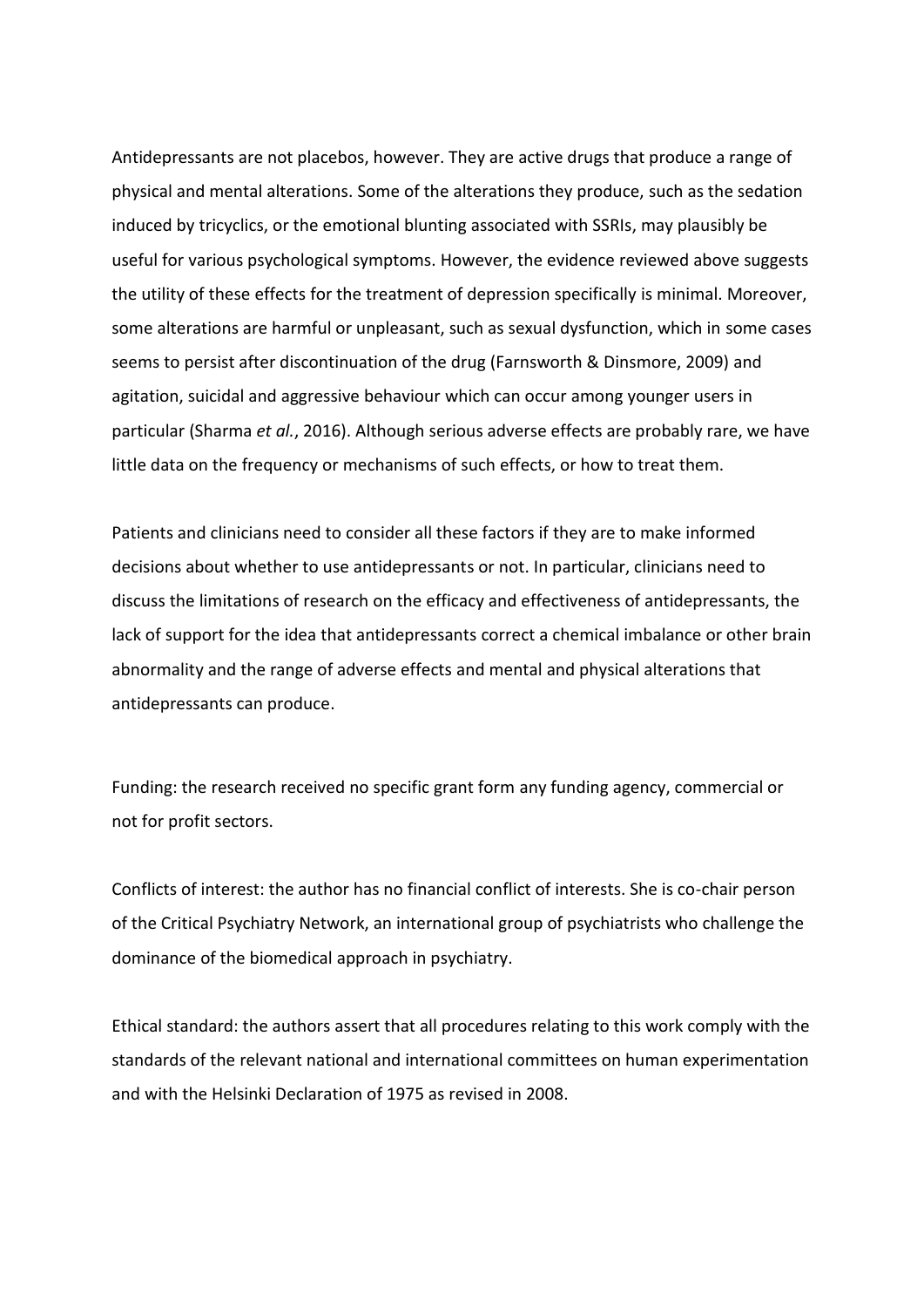Antidepressants are not placebos, however. They are active drugs that produce a range of physical and mental alterations. Some of the alterations they produce, such as the sedation induced by tricyclics, or the emotional blunting associated with SSRIs, may plausibly be useful for various psychological symptoms. However, the evidence reviewed above suggests the utility of these effects for the treatment of depression specifically is minimal. Moreover, some alterations are harmful or unpleasant, such as sexual dysfunction, which in some cases seems to persist after discontinuation of the drug (Farnsworth & Dinsmore, 2009) and agitation, suicidal and aggressive behaviour which can occur among younger users in particular (Sharma *et al.*, 2016). Although serious adverse effects are probably rare, we have little data on the frequency or mechanisms of such effects, or how to treat them.

Patients and clinicians need to consider all these factors if they are to make informed decisions about whether to use antidepressants or not. In particular, clinicians need to discuss the limitations of research on the efficacy and effectiveness of antidepressants, the lack of support for the idea that antidepressants correct a chemical imbalance or other brain abnormality and the range of adverse effects and mental and physical alterations that antidepressants can produce.

Funding: the research received no specific grant form any funding agency, commercial or not for profit sectors.

Conflicts of interest: the author has no financial conflict of interests. She is co-chair person of the Critical Psychiatry Network, an international group of psychiatrists who challenge the dominance of the biomedical approach in psychiatry.

Ethical standard: the authors assert that all procedures relating to this work comply with the standards of the relevant national and international committees on human experimentation and with the Helsinki Declaration of 1975 as revised in 2008.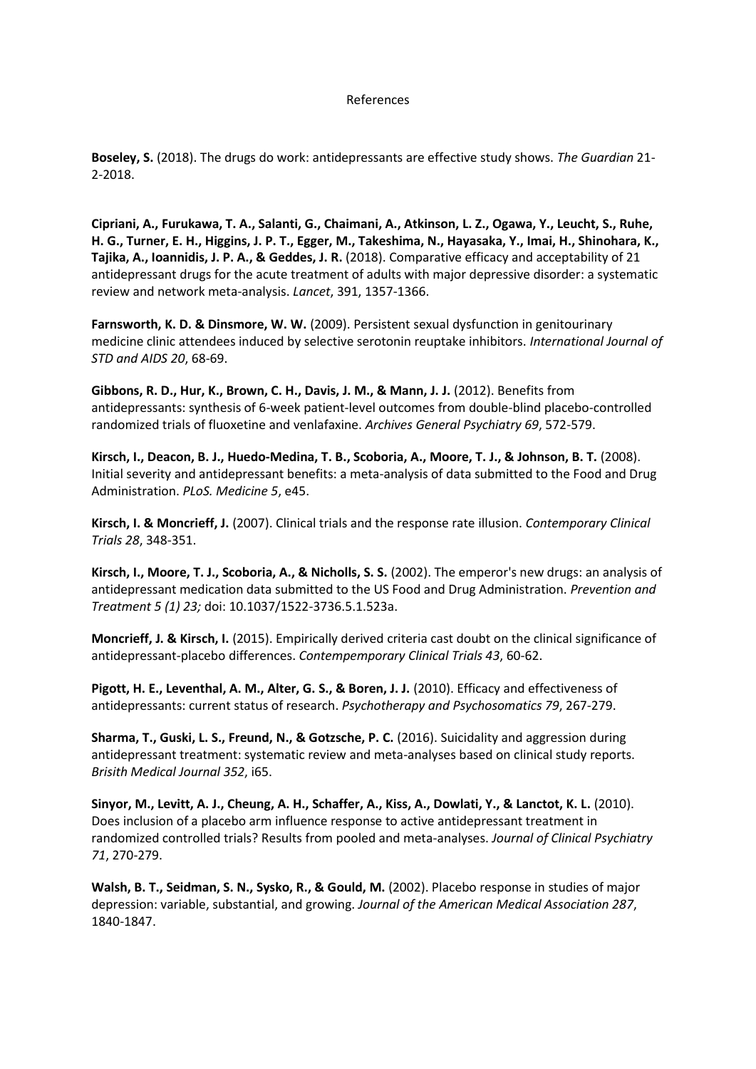References

**Boseley, S.** (2018). The drugs do work: antidepressants are effective study shows. *The Guardian* 21-2-2018.

**Cipriani, A., Furukawa, T. A., Salanti, G., Chaimani, A., Atkinson, L. Z., Ogawa, Y., Leucht, S., Ruhe, H. G., Turner, E. H., Higgins, J. P. T., Egger, M., Takeshima, N., Hayasaka, Y., Imai, H., Shinohara, K., Tajika, A., Ioannidis, J. P. A., & Geddes, J. R.** (2018). Comparative efficacy and acceptability of 21 antidepressant drugs for the acute treatment of adults with major depressive disorder: a systematic review and network meta-analysis. *Lancet*, 391, 1357-1366.

**Farnsworth, K. D. & Dinsmore, W. W.** (2009). Persistent sexual dysfunction in genitourinary medicine clinic attendees induced by selective serotonin reuptake inhibitors. *International Journal of STD and AIDS 20*, 68-69.

**Gibbons, R. D., Hur, K., Brown, C. H., Davis, J. M., & Mann, J. J.** (2012). Benefits from antidepressants: synthesis of 6-week patient-level outcomes from double-blind placebo-controlled randomized trials of fluoxetine and venlafaxine. *Archives General Psychiatry 69*, 572-579.

**Kirsch, I., Deacon, B. J., Huedo-Medina, T. B., Scoboria, A., Moore, T. J., & Johnson, B. T.** (2008). Initial severity and antidepressant benefits: a meta-analysis of data submitted to the Food and Drug Administration. *PLoS. Medicine 5*, e45.

**Kirsch, I. & Moncrieff, J.** (2007). Clinical trials and the response rate illusion. *Contemporary Clinical Trials 28*, 348-351.

**Kirsch, I., Moore, T. J., Scoboria, A., & Nicholls, S. S.** (2002). The emperor's new drugs: an analysis of antidepressant medication data submitted to the US Food and Drug Administration. *Prevention and Treatment 5 (1) 23;* doi: 10.1037/1522-3736.5.1.523a.

**Moncrieff, J. & Kirsch, I.** (2015). Empirically derived criteria cast doubt on the clinical significance of antidepressant-placebo differences. *Contempemporary Clinical Trials 43*, 60-62.

**Pigott, H. E., Leventhal, A. M., Alter, G. S., & Boren, J. J.** (2010). Efficacy and effectiveness of antidepressants: current status of research. *Psychotherapy and Psychosomatics 79*, 267-279.

**Sharma, T., Guski, L. S., Freund, N., & Gotzsche, P. C.** (2016). Suicidality and aggression during antidepressant treatment: systematic review and meta-analyses based on clinical study reports. *Brisith Medical Journal 352*, i65.

**Sinyor, M., Levitt, A. J., Cheung, A. H., Schaffer, A., Kiss, A., Dowlati, Y., & Lanctot, K. L.** (2010). Does inclusion of a placebo arm influence response to active antidepressant treatment in randomized controlled trials? Results from pooled and meta-analyses. *Journal of Clinical Psychiatry 71*, 270-279.

**Walsh, B. T., Seidman, S. N., Sysko, R., & Gould, M.** (2002). Placebo response in studies of major depression: variable, substantial, and growing. *Journal of the American Medical Association 287*, 1840-1847.